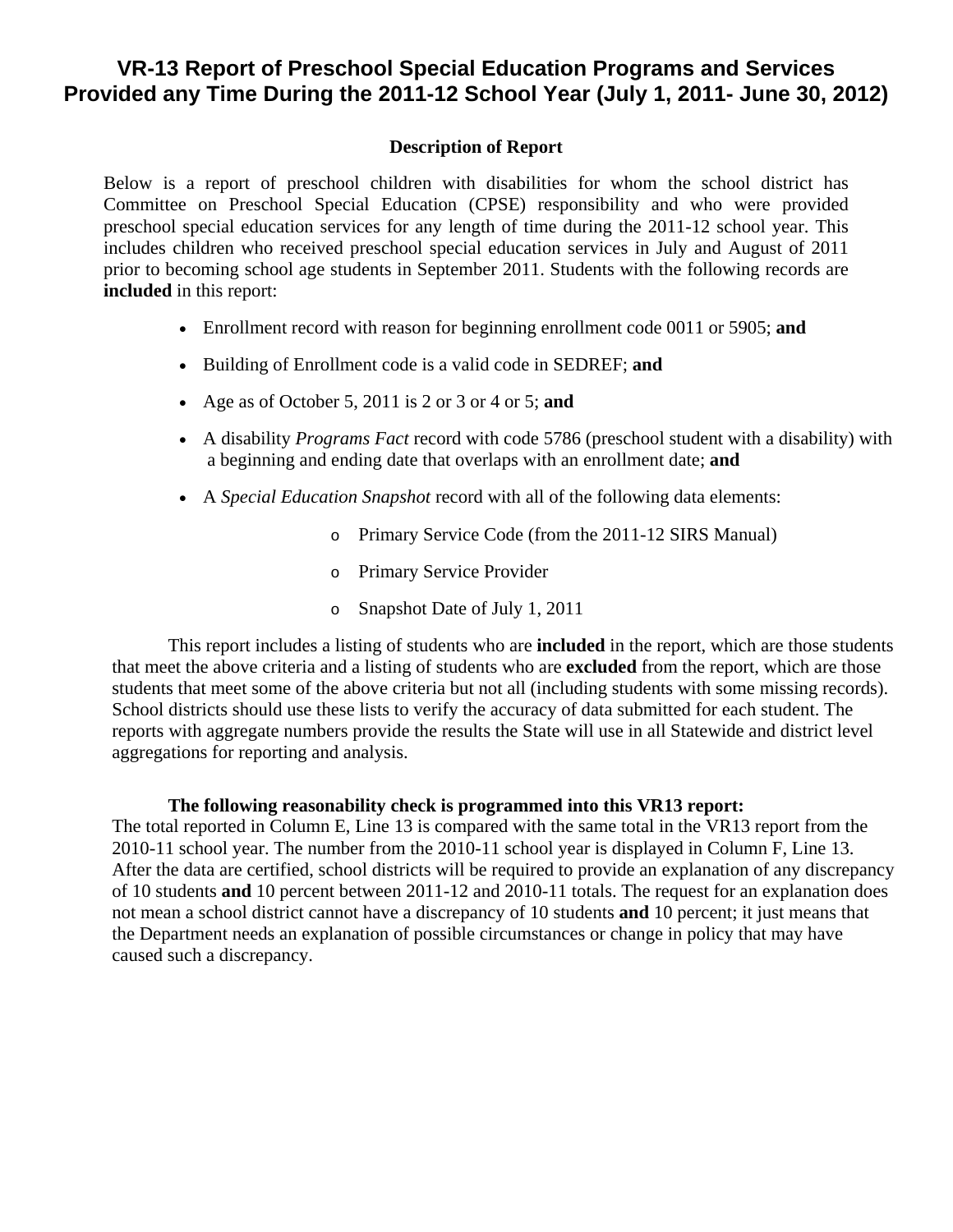# VR-13 Report of Preschool Special Education Programs and Services Provided any Time During the 2011-12 School Year (July 1, 2011- June 30, 2012)

**Description of Report**

Below is a report of preschool children with disabilities for whom the school district has Committee on Preschool Special Education (CPSE) responsibility and who were provided preschool special education services for any length of time during the 2011-12 school year. This includes children who received preschool special education services in July and August of 2011 prior to becoming school age students in September 2011. Students with the following records are **included** in this report:

- Enrollment record with reason for beginning enrollment code 0011 or 5905; **and**
- Building of Enrollment code is a valid code in SEDREF; **and**
- Age as of October 5, 2011 is 2 or 3 or 4 or 5; **and**
- A disability *Programs Fact* record with code 5786 (preschool student with a disability) with a beginning and ending date that overlaps with an enrollment date; **and**
- A *Special Education Snapshot* record with all of the following data elements:
  - Primary Service Code (from the 2011-12 SIRS Manual)
  - Primary Service Provider
  - Snapshot Date of July 1, 2011

This report includes a listing of students who are **included** in the report, which are those students that meet the above criteria and a listing of students who are **excluded** from the report, which are those students that meet some of the above criteria but not all (including students with some missing records). School districts should use these lists to verify the accuracy of data submitted for each student. The reports with aggregate numbers provide the results the State will use in all Statewide and district level aggregations for reporting and analysis.

**The following reasonability check is programmed into this VR13 report:**
The total reported in Column E, Line 13 is compared with the same total in the VR13 report from the 2010-11 school year. The number from the 2010-11 school year is displayed in Column F, Line 13. After the data are certified, school districts will be required to provide an explanation of any discrepancy of 10 students **and** 10 percent between 2011-12 and 2010-11 totals. The request for an explanation does not mean a school district cannot have a discrepancy of 10 students **and** 10 percent; it just means that the Department needs an explanation of possible circumstances or change in policy that may have caused such a discrepancy.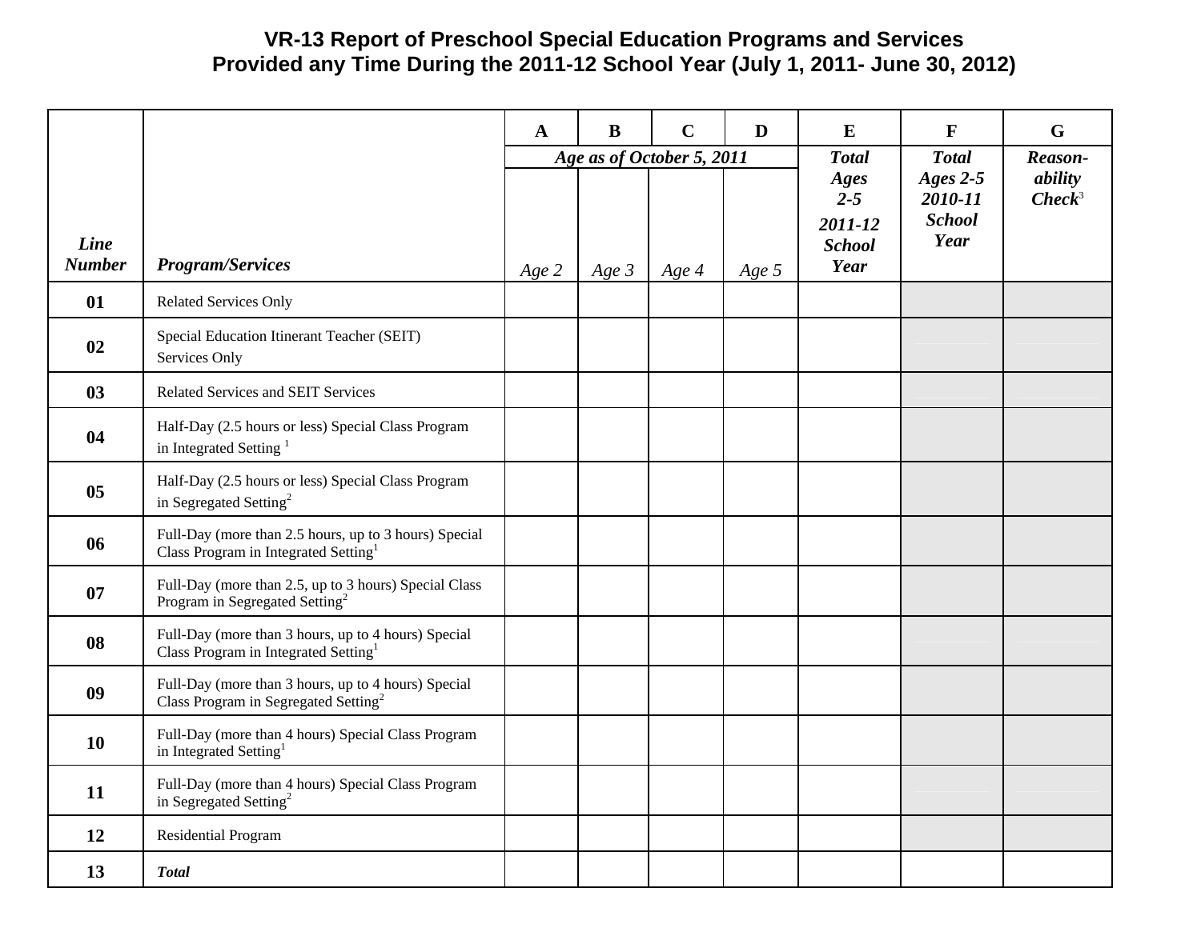# VR-13 Report of Preschool Special Education Programs and Services Provided any Time During the 2011-12 School Year (July 1, 2011- June 30, 2012)

| | | A | B | C | D | E | F | G |
|---|---|---|---|---|---|---|---|---|
| | | *Age as of October 5, 2011* | | | | *Total Ages 2-5 2011-12 School Year* | *Total Ages 2-5 2010-11 School Year* | *Reason-ability Check*[3] |
| ***Line Number*** | ***Program/Services*** | *Age 2* | *Age 3* | *Age 4* | *Age 5* | | | |
| **01** | Related Services Only | | | | | | | |
| **02** | Special Education Itinerant Teacher (SEIT) Services Only | | | | | | | |
| **03** | Related Services and SEIT Services | | | | | | | |
| **04** | Half-Day (2.5 hours or less) Special Class Program in Integrated Setting [1] | | | | | | | |
| **05** | Half-Day (2.5 hours or less) Special Class Program in Segregated Setting[2] | | | | | | | |
| **06** | Full-Day (more than 2.5 hours, up to 3 hours) Special Class Program in Integrated Setting[1] | | | | | | | |
| **07** | Full-Day (more than 2.5, up to 3 hours) Special Class Program in Segregated Setting[2] | | | | | | | |
| **08** | Full-Day (more than 3 hours, up to 4 hours) Special Class Program in Integrated Setting[1] | | | | | | | |
| **09** | Full-Day (more than 3 hours, up to 4 hours) Special Class Program in Segregated Setting[2] | | | | | | | |
| **10** | Full-Day (more than 4 hours) Special Class Program in Integrated Setting[1] | | | | | | | |
| **11** | Full-Day (more than 4 hours) Special Class Program in Segregated Setting[2] | | | | | | | |
| **12** | Residential Program | | | | | | | |
| **13** | ***Total*** | | | | | | | |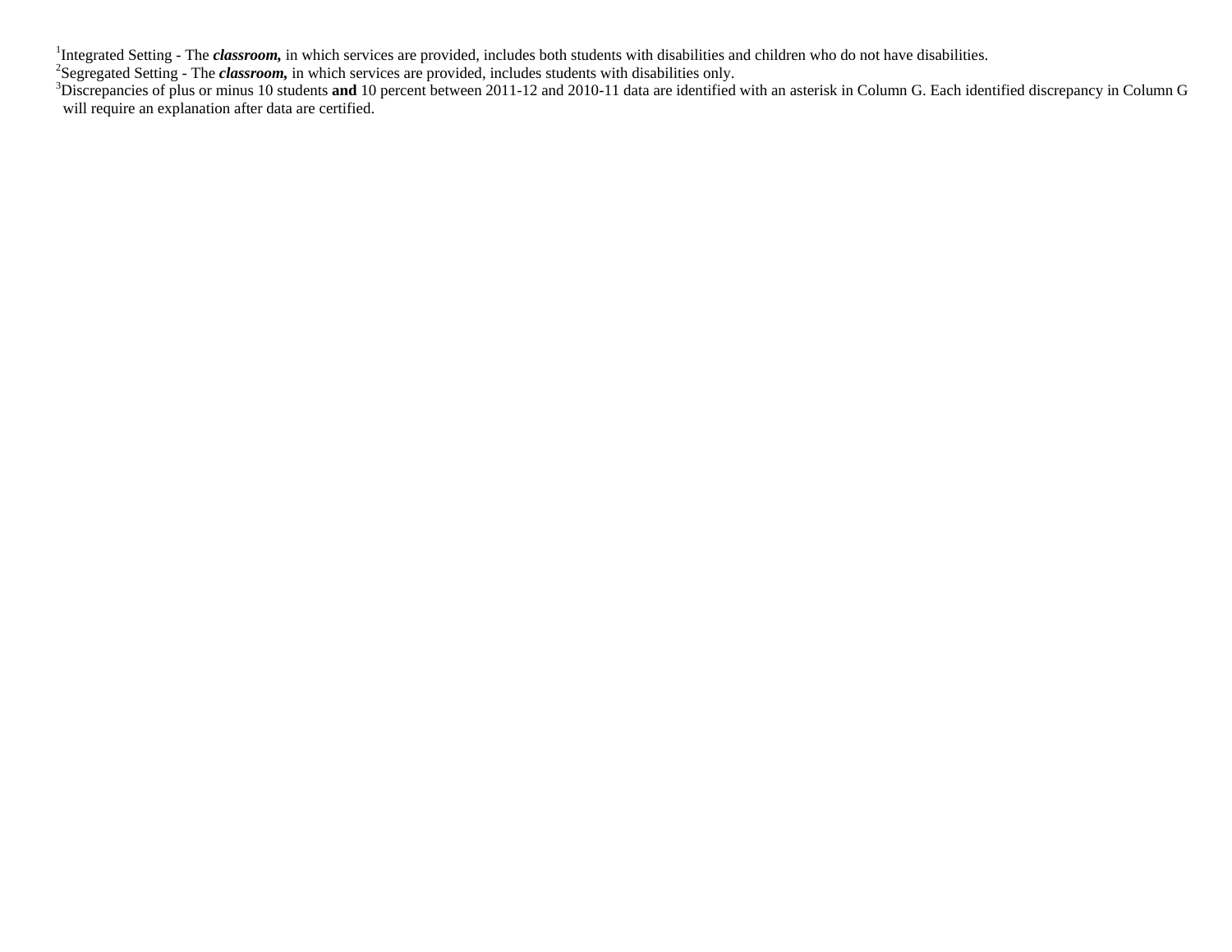[1]Integrated Setting - The ***classroom,*** in which services are provided, includes both students with disabilities and children who do not have disabilities.
[2]Segregated Setting - The ***classroom,*** in which services are provided, includes students with disabilities only.
[3]Discrepancies of plus or minus 10 students **and** 10 percent between 2011-12 and 2010-11 data are identified with an asterisk in Column G. Each identified discrepancy in Column G will require an explanation after data are certified.